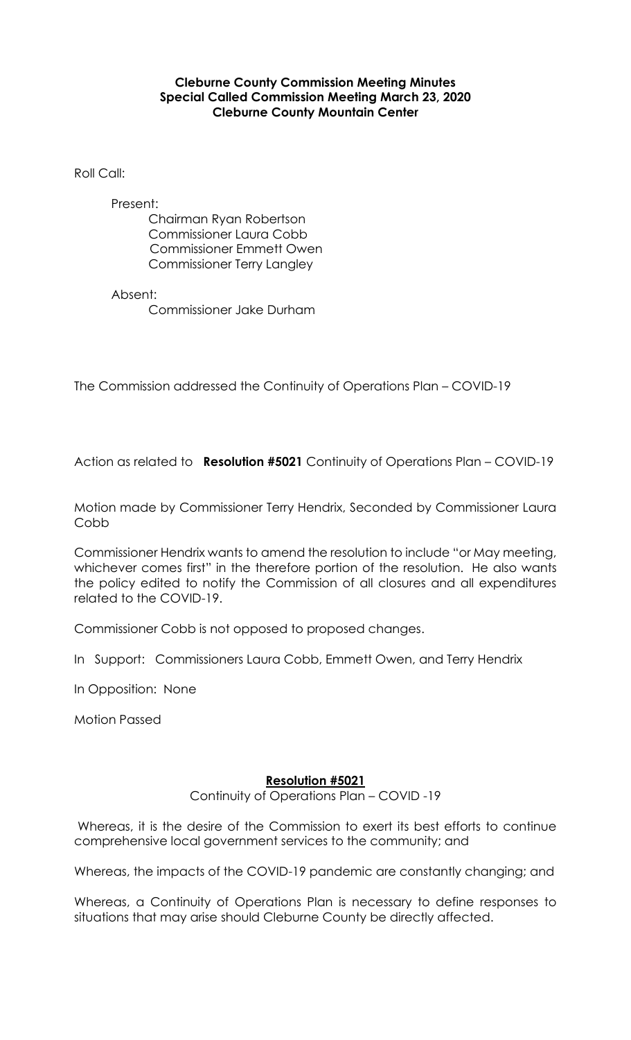**Cleburne County Commission Meeting Minutes**
**Special Called Commission Meeting March 23, 2020**
**Cleburne County Mountain Center**

Roll Call:

Present:
Chairman Ryan Robertson
Commissioner Laura Cobb
Commissioner Emmett Owen
Commissioner Terry Langley

Absent:
Commissioner Jake Durham

The Commission addressed the Continuity of Operations Plan – COVID-19

Action as related to **Resolution #5021** Continuity of Operations Plan – COVID-19

Motion made by Commissioner Terry Hendrix, Seconded by Commissioner Laura Cobb

Commissioner Hendrix wants to amend the resolution to include "or May meeting, whichever comes first" in the therefore portion of the resolution. He also wants the policy edited to notify the Commission of all closures and all expenditures related to the COVID-19.

Commissioner Cobb is not opposed to proposed changes.

In Support: Commissioners Laura Cobb, Emmett Owen, and Terry Hendrix

In Opposition: None

Motion Passed

**Resolution #5021**

Continuity of Operations Plan – COVID -19

Whereas, it is the desire of the Commission to exert its best efforts to continue comprehensive local government services to the community; and

Whereas, the impacts of the COVID-19 pandemic are constantly changing; and

Whereas, a Continuity of Operations Plan is necessary to define responses to situations that may arise should Cleburne County be directly affected.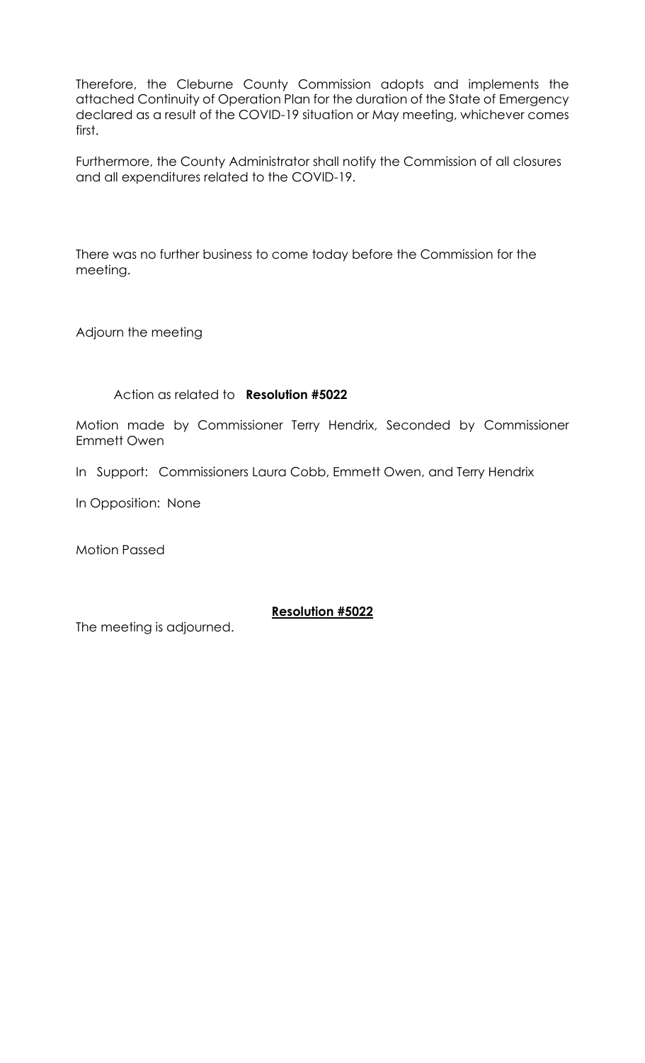Therefore, the Cleburne County Commission adopts and implements the attached Continuity of Operation Plan for the duration of the State of Emergency declared as a result of the COVID-19 situation or May meeting, whichever comes first.

Furthermore, the County Administrator shall notify the Commission of all closures and all expenditures related to the COVID-19.

There was no further business to come today before the Commission for the meeting.

Adjourn the meeting

Action as related to **Resolution #5022**

Motion made by Commissioner Terry Hendrix, Seconded by Commissioner Emmett Owen

In Support: Commissioners Laura Cobb, Emmett Owen, and Terry Hendrix

In Opposition: None

Motion Passed

**Resolution #5022**

The meeting is adjourned.